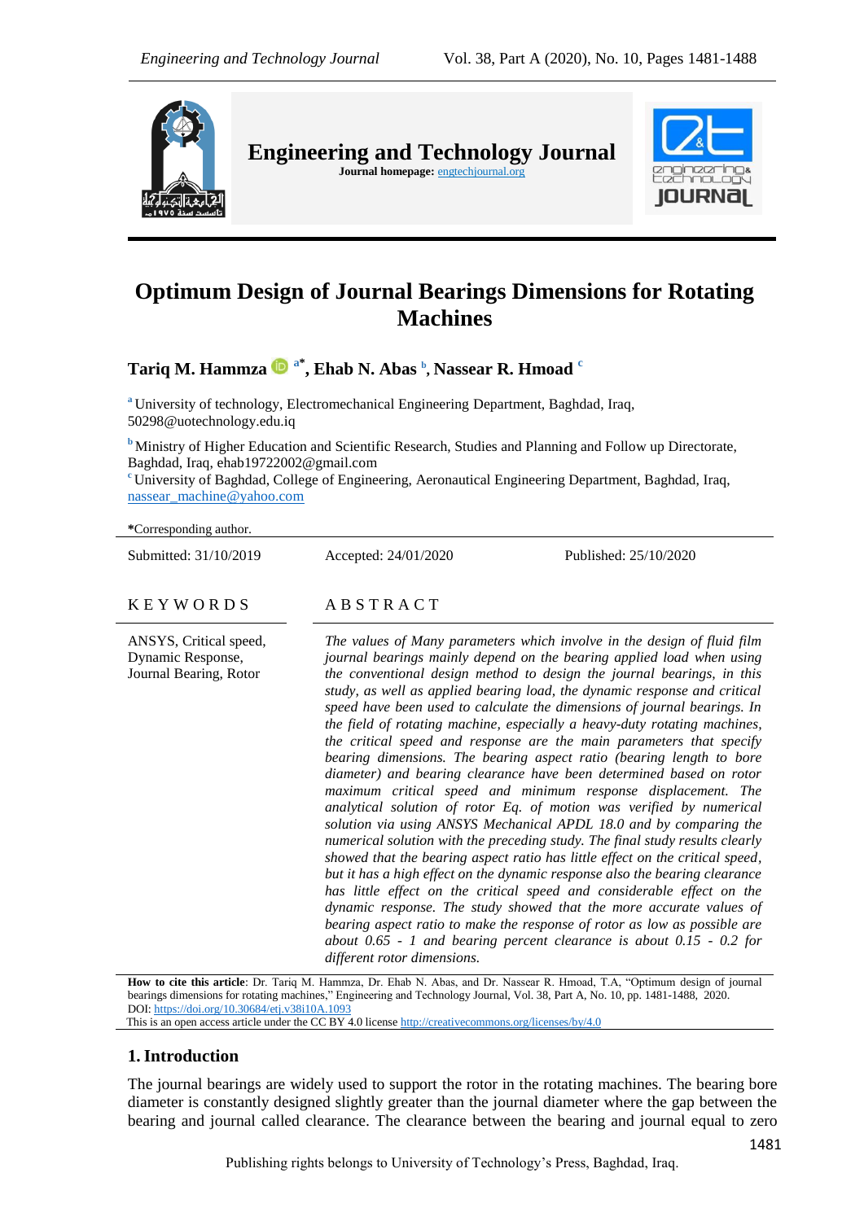# Optimum Design of Journal Bearings Dimensions for Rotating Machines

**Tariq M. Hammza** [a*], **Ehab N. Abas** [b], **Nassear R. Hmoad** [c]

[a] University of technology, Electromechanical Engineering Department, Baghdad, Iraq, 50298@uotechnology.edu.iq

[b] Ministry of Higher Education and Scientific Research, Studies and Planning and Follow up Directorate, Baghdad, Iraq, ehab19722002@gmail.com

[c] University of Baghdad, College of Engineering, Aeronautical Engineering Department, Baghdad, Iraq, nassear_machine@yahoo.com

*Corresponding author.

Submitted: 31/10/2019 Accepted: 24/01/2020 Published: 25/10/2020

## KEYWORDS

ANSYS, Critical speed, Dynamic Response, Journal Bearing, Rotor

## ABSTRACT

*The values of Many parameters which involve in the design of fluid film journal bearings mainly depend on the bearing applied load when using the conventional design method to design the journal bearings, in this study, as well as applied bearing load, the dynamic response and critical speed have been used to calculate the dimensions of journal bearings. In the field of rotating machine, especially a heavy-duty rotating machines, the critical speed and response are the main parameters that specify bearing dimensions. The bearing aspect ratio (bearing length to bore diameter) and bearing clearance have been determined based on rotor maximum critical speed and minimum response displacement. The analytical solution of rotor Eq. of motion was verified by numerical solution via using ANSYS Mechanical APDL 18.0 and by comparing the numerical solution with the preceding study. The final study results clearly showed that the bearing aspect ratio has little effect on the critical speed, but it has a high effect on the dynamic response also the bearing clearance has little effect on the critical speed and considerable effect on the dynamic response. The study showed that the more accurate values of bearing aspect ratio to make the response of rotor as low as possible are about 0.65 - 1 and bearing percent clearance is about 0.15 - 0.2 for different rotor dimensions.*

**How to cite this article**: Dr. Tariq M. Hammza, Dr. Ehab N. Abas, and Dr. Nassear R. Hmoad, T.A, "Optimum design of journal bearings dimensions for rotating machines," Engineering and Technology Journal, Vol. 38, Part A, No. 10, pp. 1481-1488, 2020.
DOI: https://doi.org/10.30684/etj.v38i10A.1093
This is an open access article under the CC BY 4.0 license http://creativecommons.org/licenses/by/4.0

## 1. Introduction

The journal bearings are widely used to support the rotor in the rotating machines. The bearing bore diameter is constantly designed slightly greater than the journal diameter where the gap between the bearing and journal called clearance. The clearance between the bearing and journal equal to zero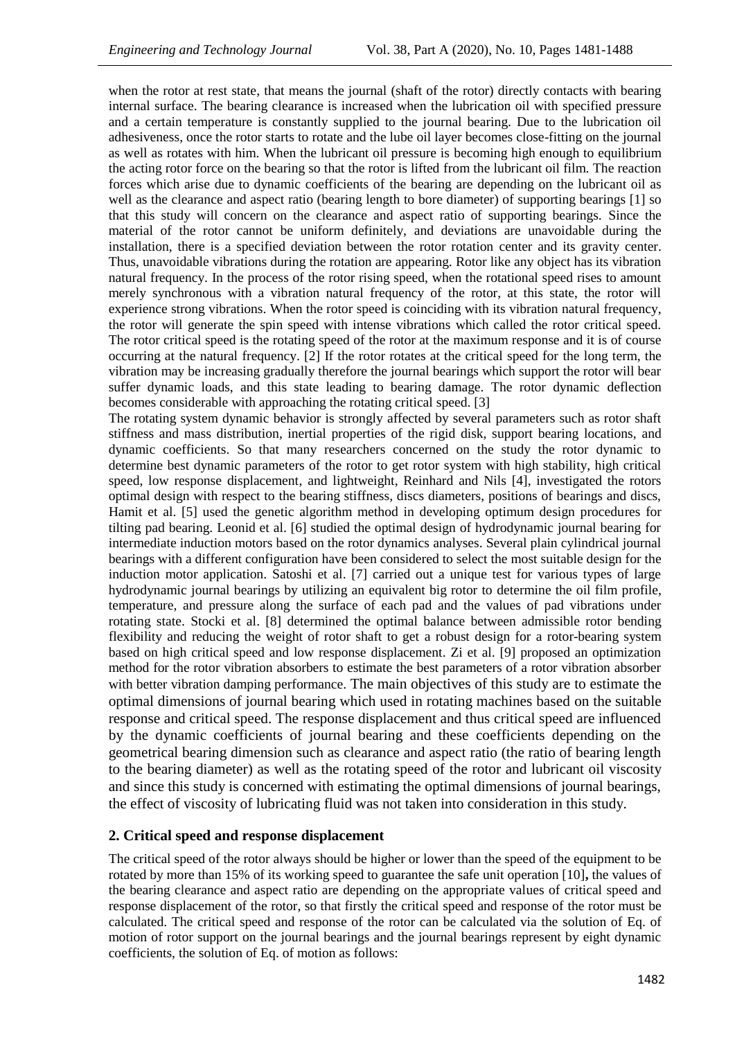when the rotor at rest state, that means the journal (shaft of the rotor) directly contacts with bearing internal surface. The bearing clearance is increased when the lubrication oil with specified pressure and a certain temperature is constantly supplied to the journal bearing. Due to the lubrication oil adhesiveness, once the rotor starts to rotate and the lube oil layer becomes close-fitting on the journal as well as rotates with him. When the lubricant oil pressure is becoming high enough to equilibrium the acting rotor force on the bearing so that the rotor is lifted from the lubricant oil film. The reaction forces which arise due to dynamic coefficients of the bearing are depending on the lubricant oil as well as the clearance and aspect ratio (bearing length to bore diameter) of supporting bearings [1] so that this study will concern on the clearance and aspect ratio of supporting bearings. Since the material of the rotor cannot be uniform definitely, and deviations are unavoidable during the installation, there is a specified deviation between the rotor rotation center and its gravity center. Thus, unavoidable vibrations during the rotation are appearing. Rotor like any object has its vibration natural frequency. In the process of the rotor rising speed, when the rotational speed rises to amount merely synchronous with a vibration natural frequency of the rotor, at this state, the rotor will experience strong vibrations. When the rotor speed is coinciding with its vibration natural frequency, the rotor will generate the spin speed with intense vibrations which called the rotor critical speed. The rotor critical speed is the rotating speed of the rotor at the maximum response and it is of course occurring at the natural frequency. [2] If the rotor rotates at the critical speed for the long term, the vibration may be increasing gradually therefore the journal bearings which support the rotor will bear suffer dynamic loads, and this state leading to bearing damage. The rotor dynamic deflection becomes considerable with approaching the rotating critical speed. [3]

The rotating system dynamic behavior is strongly affected by several parameters such as rotor shaft stiffness and mass distribution, inertial properties of the rigid disk, support bearing locations, and dynamic coefficients. So that many researchers concerned on the study the rotor dynamic to determine best dynamic parameters of the rotor to get rotor system with high stability, high critical speed, low response displacement, and lightweight, Reinhard and Nils [4], investigated the rotors optimal design with respect to the bearing stiffness, discs diameters, positions of bearings and discs, Hamit et al. [5] used the genetic algorithm method in developing optimum design procedures for tilting pad bearing. Leonid et al. [6] studied the optimal design of hydrodynamic journal bearing for intermediate induction motors based on the rotor dynamics analyses. Several plain cylindrical journal bearings with a different configuration have been considered to select the most suitable design for the induction motor application. Satoshi et al. [7] carried out a unique test for various types of large hydrodynamic journal bearings by utilizing an equivalent big rotor to determine the oil film profile, temperature, and pressure along the surface of each pad and the values of pad vibrations under rotating state. Stocki et al. [8] determined the optimal balance between admissible rotor bending flexibility and reducing the weight of rotor shaft to get a robust design for a rotor-bearing system based on high critical speed and low response displacement. Zi et al. [9] proposed an optimization method for the rotor vibration absorbers to estimate the best parameters of a rotor vibration absorber with better vibration damping performance. The main objectives of this study are to estimate the optimal dimensions of journal bearing which used in rotating machines based on the suitable response and critical speed. The response displacement and thus critical speed are influenced by the dynamic coefficients of journal bearing and these coefficients depending on the geometrical bearing dimension such as clearance and aspect ratio (the ratio of bearing length to the bearing diameter) as well as the rotating speed of the rotor and lubricant oil viscosity and since this study is concerned with estimating the optimal dimensions of journal bearings, the effect of viscosity of lubricating fluid was not taken into consideration in this study.

## 2. Critical speed and response displacement

The critical speed of the rotor always should be higher or lower than the speed of the equipment to be rotated by more than 15% of its working speed to guarantee the safe unit operation [10]**,** the values of the bearing clearance and aspect ratio are depending on the appropriate values of critical speed and response displacement of the rotor, so that firstly the critical speed and response of the rotor must be calculated. The critical speed and response of the rotor can be calculated via the solution of Eq. of motion of rotor support on the journal bearings and the journal bearings represent by eight dynamic coefficients, the solution of Eq. of motion as follows: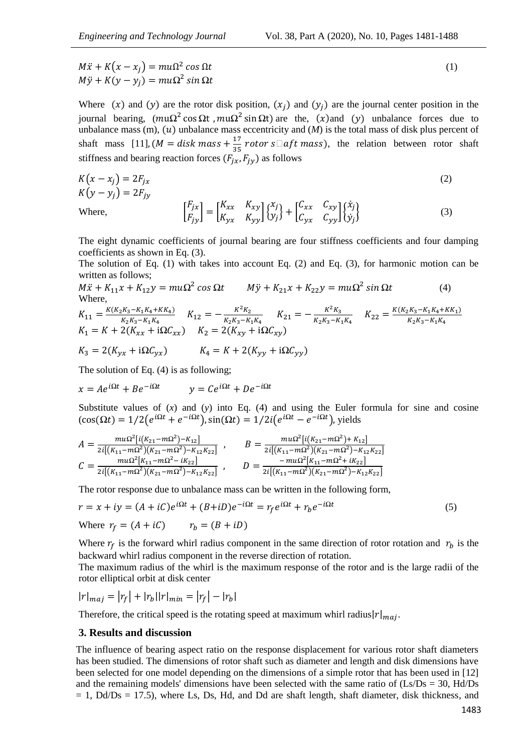$$M\ddot{x} + K(x - x_j) = mu\Omega^2 \cos \Omega t$$
$$M\ddot{y} + K(y - y_j) = mu\Omega^2 \sin \Omega t \tag{1}$$

Where $(x)$ and $(y)$ are the rotor disk position, $(x_j)$ and $(y_j)$ are the journal center position in the journal bearing, $(mu\Omega^2 \cos \Omega t, mu\Omega^2 \sin \Omega t)$ are the, $(x)$ and $(y)$ unbalance forces due to unbalance mass (m), $(u)$ unbalance mass eccentricity and $(M)$ is the total mass of disk plus percent of shaft mass [11], $(M = disk\ mass + \frac{17}{35}\ rotor\ shaft\ mass)$, the relation between rotor shaft stiffness and bearing reaction forces $(F_{jx}, F_{jy})$ as follows

$$K(x - x_j) = 2F_{jx}$$
$$K(y - y_j) = 2F_{jy} \tag{2}$$

Where,

$$\begin{bmatrix} F_{jx} \\ F_{jy} \end{bmatrix} = \begin{bmatrix} K_{xx} & K_{xy} \\ K_{yx} & K_{yy} \end{bmatrix} \begin{Bmatrix} x_j \\ y_j \end{Bmatrix} + \begin{bmatrix} C_{xx} & C_{xy} \\ C_{yx} & C_{yy} \end{bmatrix} \begin{Bmatrix} \dot{x}_j \\ \dot{y}_j \end{Bmatrix} \tag{3}$$

The eight dynamic coefficients of journal bearing are four stiffness coefficients and four damping coefficients as shown in Eq. (3).

The solution of Eq. (1) with takes into account Eq. (2) and Eq. (3), for harmonic motion can be written as follows;

$$M\ddot{x} + K_{11}x + K_{12}y = mu\Omega^2 \cos \Omega t \qquad M\ddot{y} + K_{21}x + K_{22}y = mu\Omega^2 \sin \Omega t \tag{4}$$

Where,

$$K_{11} = \frac{K(K_2K_3 - K_1K_4 + KK_4)}{K_2K_3 - K_1K_4} \quad K_{12} = -\frac{K^2K_2}{K_2K_3 - K_1K_4} \quad K_{21} = -\frac{K^2K_3}{K_2K_3 - K_1K_4} \quad K_{22} = \frac{K(K_2K_3 - K_1K_4 + KK_1)}{K_2K_3 - K_1K_4}$$

$$K_1 = K + 2(K_{xx} + i\Omega C_{xx}) \quad K_2 = 2(K_{xy} + i\Omega C_{xy})$$

$$K_3 = 2(K_{yx} + i\Omega C_{yx}) \qquad K_4 = K + 2(K_{yy} + i\Omega C_{yy})$$

The solution of Eq. (4) is as following;

$$x = Ae^{i\Omega t} + Be^{-i\Omega t} \qquad y = Ce^{i\Omega t} + De^{-i\Omega t}$$

Substitute values of (*x*) and (*y*) into Eq. (4) and using the Euler formula for sine and cosine $(\cos(\Omega t) = 1/2(e^{i\Omega t} + e^{-i\Omega t}), \sin(\Omega t) = 1/2i(e^{i\Omega t} - e^{-i\Omega t})$, yields

$$A = \frac{mu\Omega^2[i(K_{21} - m\Omega^2) - K_{12}]}{2i[(K_{11} - m\Omega^2)(K_{21} - m\Omega^2) - K_{12}K_{22}]}, \qquad B = \frac{mu\Omega^2[i(K_{21} - m\Omega^2) + K_{12}]}{2i[(K_{11} - m\Omega^2)(K_{21} - m\Omega^2) - K_{12}K_{22}]}$$

$$C = \frac{mu\Omega^2[K_{11} - m\Omega^2 - iK_{22}]}{2i[(K_{11} - m\Omega^2)(K_{21} - m\Omega^2) - K_{12}K_{22}]}, \qquad D = \frac{-mu\Omega^2[K_{11} - m\Omega^2 + iK_{22}]}{2i[(K_{11} - m\Omega^2)(K_{21} - m\Omega^2) - K_{12}K_{22}]}$$

The rotor response due to unbalance mass can be written in the following form,

$$r = x + iy = (A + iC)e^{i\Omega t} + (B + iD)e^{-i\Omega t} = r_f e^{i\Omega t} + r_b e^{-i\Omega t} \tag{5}$$

Where $r_f = (A + iC) \qquad r_b = (B + iD)$

Where $r_f$ is the forward whirl radius component in the same direction of rotor rotation and $r_b$ is the backward whirl radius component in the reverse direction of rotation.

The maximum radius of the whirl is the maximum response of the rotor and is the large radii of the rotor elliptical orbit at disk center

$$|r|_{maj} = |r_f| + |r_b| \quad |r|_{min} = |r_f| - |r_b|$$

Therefore, the critical speed is the rotating speed at maximum whirl radius $|r|_{maj}$.

## 3. Results and discussion

The influence of bearing aspect ratio on the response displacement for various rotor shaft diameters has been studied. The dimensions of rotor shaft such as diameter and length and disk dimensions have been selected for one model depending on the dimensions of a simple rotor that has been used in [12] and the remaining models' dimensions have been selected with the same ratio of (Ls/Ds = 30, Hd/Ds = 1, Dd/Ds = 17.5), where Ls, Ds, Hd, and Dd are shaft length, shaft diameter, disk thickness, and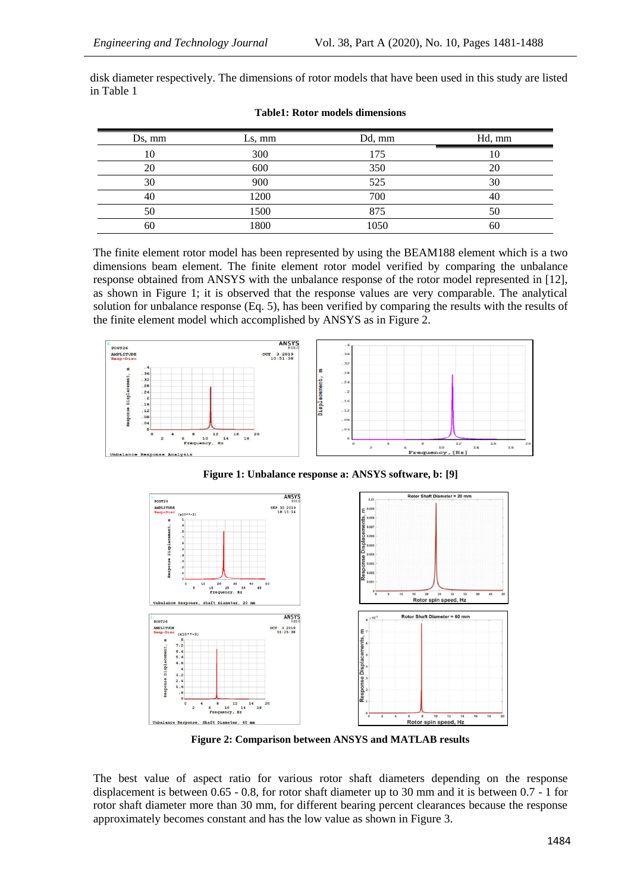disk diameter respectively. The dimensions of rotor models that have been used in this study are listed in Table 1

**Table1: Rotor models dimensions**

| Ds, mm | Ls, mm | Dd, mm | Hd, mm |
|---|---|---|---|
| 10 | 300 | 175 | 10 |
| 20 | 600 | 350 | 20 |
| 30 | 900 | 525 | 30 |
| 40 | 1200 | 700 | 40 |
| 50 | 1500 | 875 | 50 |
| 60 | 1800 | 1050 | 60 |

The finite element rotor model has been represented by using the BEAM188 element which is a two dimensions beam element. The finite element rotor model verified by comparing the unbalance response obtained from ANSYS with the unbalance response of the rotor model represented in [12], as shown in Figure 1; it is observed that the response values are very comparable. The analytical solution for unbalance response (Eq. 5), has been verified by comparing the results with the results of the finite element model which accomplished by ANSYS as in Figure 2.

**Figure 1: Unbalance response a: ANSYS software, b: [9]**

**Figure 2: Comparison between ANSYS and MATLAB results**

The best value of aspect ratio for various rotor shaft diameters depending on the response displacement is between 0.65 - 0.8, for rotor shaft diameter up to 30 mm and it is between 0.7 - 1 for rotor shaft diameter more than 30 mm, for different bearing percent clearances because the response approximately becomes constant and has the low value as shown in Figure 3.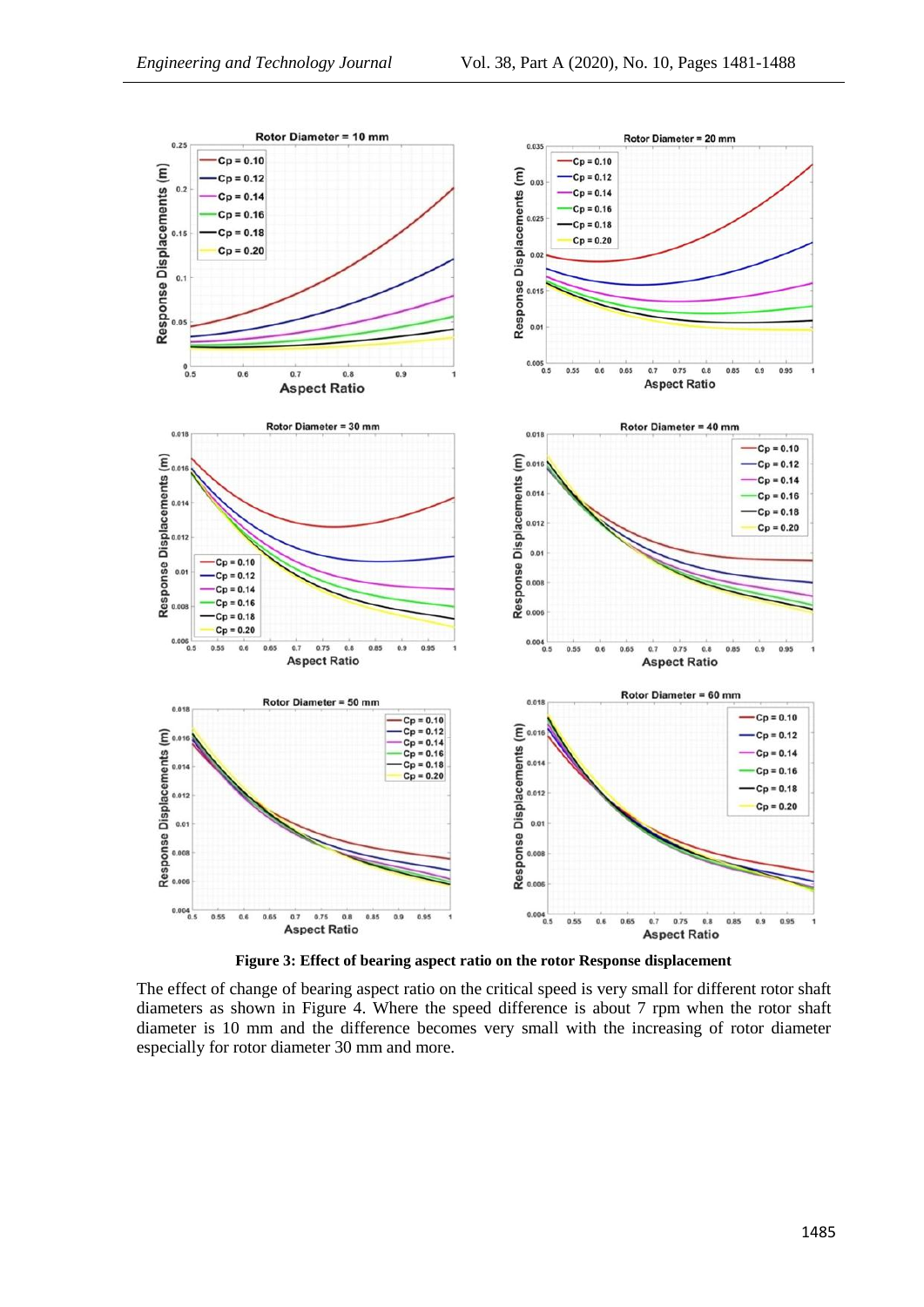**Figure 3: Effect of bearing aspect ratio on the rotor Response displacement**

The effect of change of bearing aspect ratio on the critical speed is very small for different rotor shaft diameters as shown in Figure 4. Where the speed difference is about 7 rpm when the rotor shaft diameter is 10 mm and the difference becomes very small with the increasing of rotor diameter especially for rotor diameter 30 mm and more.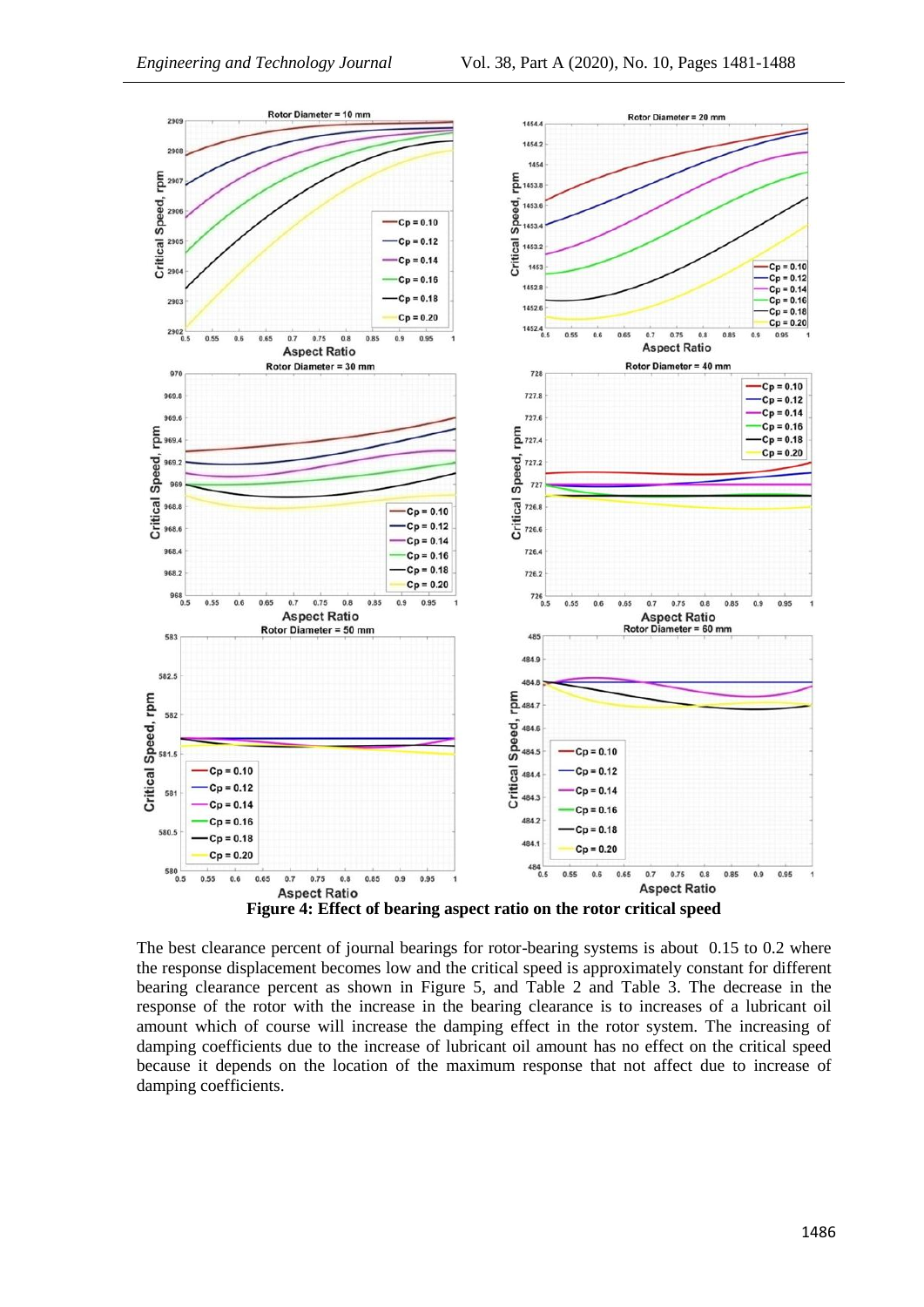**Figure 4: Effect of bearing aspect ratio on the rotor critical speed**

The best clearance percent of journal bearings for rotor-bearing systems is about 0.15 to 0.2 where the response displacement becomes low and the critical speed is approximately constant for different bearing clearance percent as shown in Figure 5, and Table 2 and Table 3. The decrease in the response of the rotor with the increase in the bearing clearance is to increases of a lubricant oil amount which of course will increase the damping effect in the rotor system. The increasing of damping coefficients due to the increase of lubricant oil amount has no effect on the critical speed because it depends on the location of the maximum response that not affect due to increase of damping coefficients.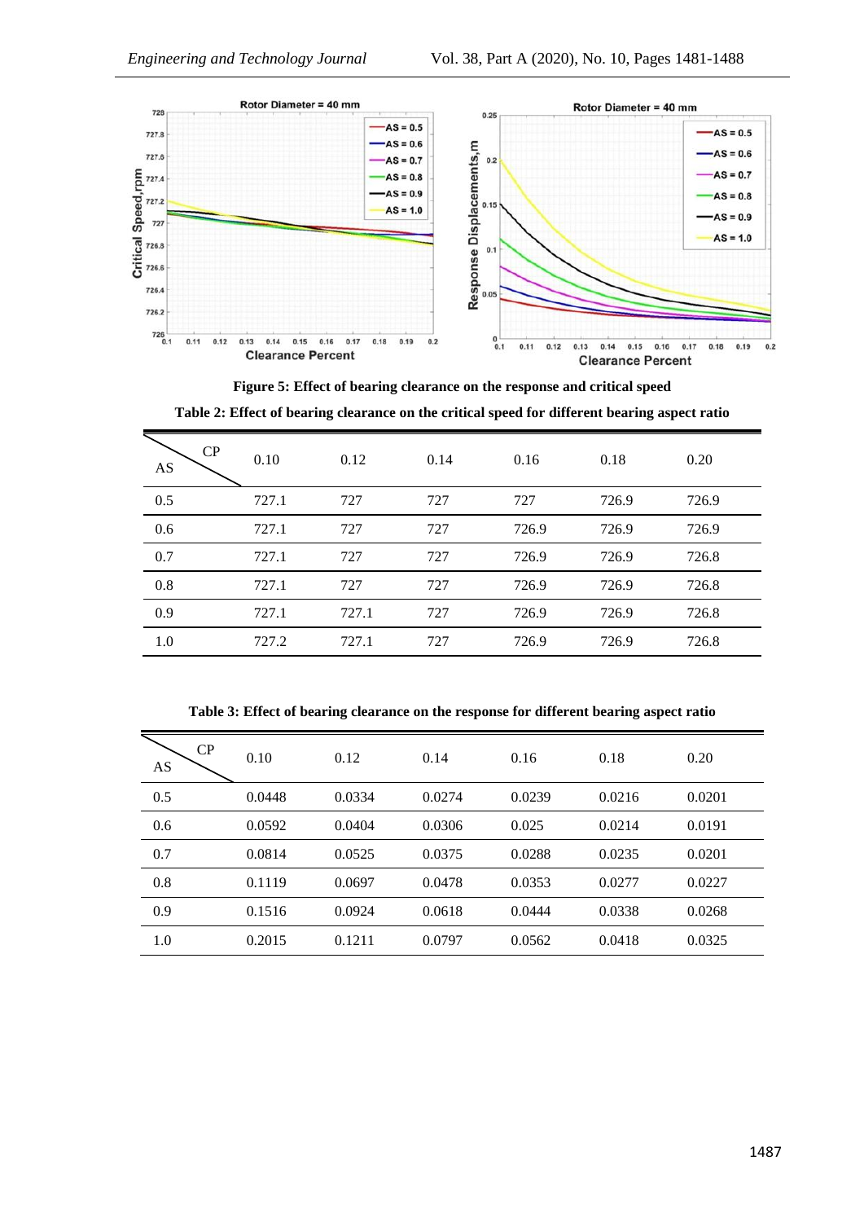**Figure 5: Effect of bearing clearance on the response and critical speed**

**Table 2: Effect of bearing clearance on the critical speed for different bearing aspect ratio**

| AS \ CP | 0.10 | 0.12 | 0.14 | 0.16 | 0.18 | 0.20 |
|---|---|---|---|---|---|---|
| 0.5 | 727.1 | 727 | 727 | 727 | 726.9 | 726.9 |
| 0.6 | 727.1 | 727 | 727 | 726.9 | 726.9 | 726.9 |
| 0.7 | 727.1 | 727 | 727 | 726.9 | 726.9 | 726.8 |
| 0.8 | 727.1 | 727 | 727 | 726.9 | 726.9 | 726.8 |
| 0.9 | 727.1 | 727.1 | 727 | 726.9 | 726.9 | 726.8 |
| 1.0 | 727.2 | 727.1 | 727 | 726.9 | 726.9 | 726.8 |

**Table 3: Effect of bearing clearance on the response for different bearing aspect ratio**

| AS \ CP | 0.10 | 0.12 | 0.14 | 0.16 | 0.18 | 0.20 |
|---|---|---|---|---|---|---|
| 0.5 | 0.0448 | 0.0334 | 0.0274 | 0.0239 | 0.0216 | 0.0201 |
| 0.6 | 0.0592 | 0.0404 | 0.0306 | 0.025 | 0.0214 | 0.0191 |
| 0.7 | 0.0814 | 0.0525 | 0.0375 | 0.0288 | 0.0235 | 0.0201 |
| 0.8 | 0.1119 | 0.0697 | 0.0478 | 0.0353 | 0.0277 | 0.0227 |
| 0.9 | 0.1516 | 0.0924 | 0.0618 | 0.0444 | 0.0338 | 0.0268 |
| 1.0 | 0.2015 | 0.1211 | 0.0797 | 0.0562 | 0.0418 | 0.0325 |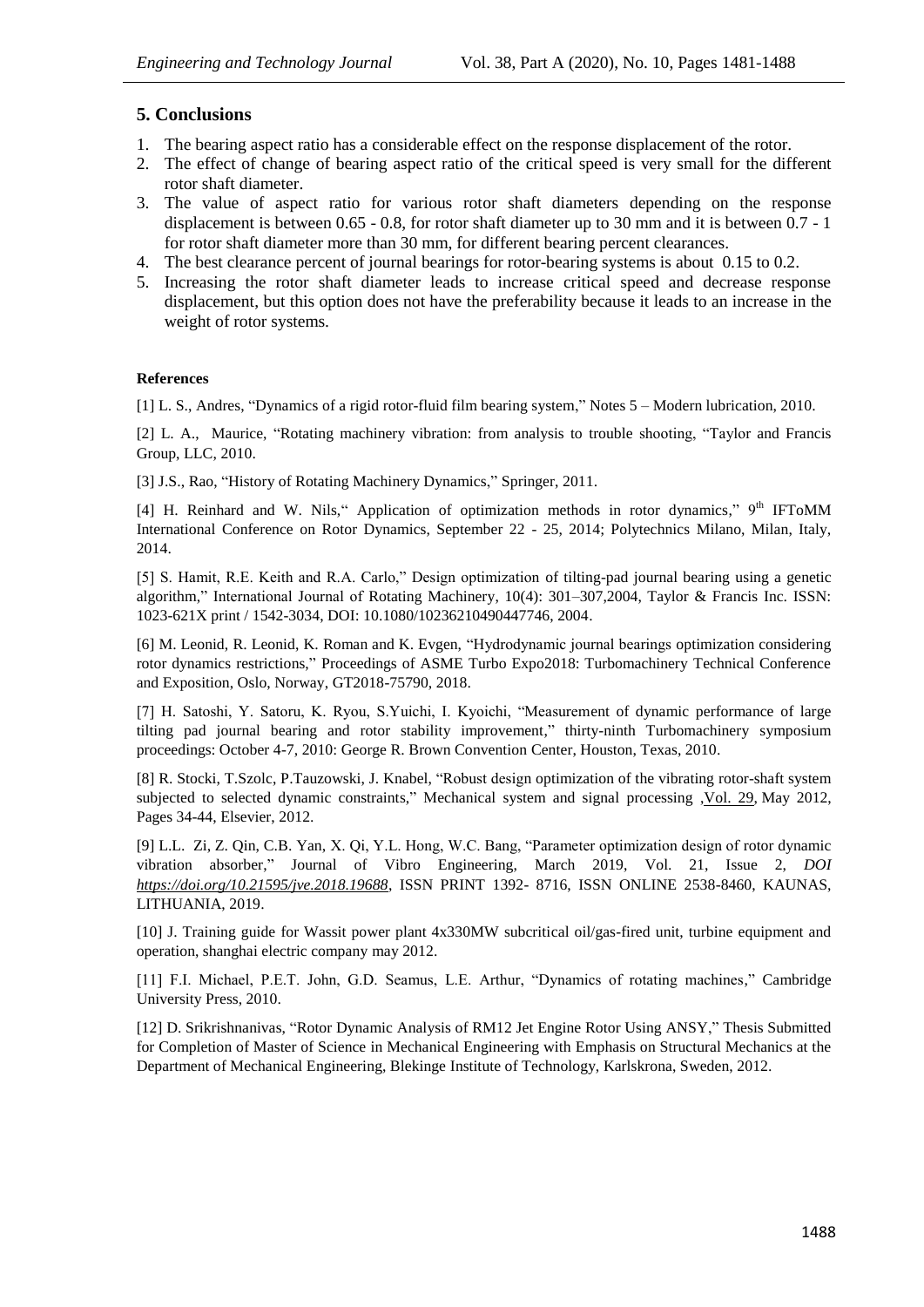## 5. Conclusions

1. The bearing aspect ratio has a considerable effect on the response displacement of the rotor.
2. The effect of change of bearing aspect ratio of the critical speed is very small for the different rotor shaft diameter.
3. The value of aspect ratio for various rotor shaft diameters depending on the response displacement is between 0.65 - 0.8, for rotor shaft diameter up to 30 mm and it is between 0.7 - 1 for rotor shaft diameter more than 30 mm, for different bearing percent clearances.
4. The best clearance percent of journal bearings for rotor-bearing systems is about 0.15 to 0.2.
5. Increasing the rotor shaft diameter leads to increase critical speed and decrease response displacement, but this option does not have the preferability because it leads to an increase in the weight of rotor systems.

#### References

[1] L. S., Andres, "Dynamics of a rigid rotor-fluid film bearing system," Notes 5 – Modern lubrication, 2010.

[2] L. A., Maurice, "Rotating machinery vibration: from analysis to trouble shooting, "Taylor and Francis Group, LLC, 2010.

[3] J.S., Rao, "History of Rotating Machinery Dynamics," Springer, 2011.

[4] H. Reinhard and W. Nils," Application of optimization methods in rotor dynamics," 9th IFToMM International Conference on Rotor Dynamics, September 22 - 25, 2014; Polytechnics Milano, Milan, Italy, 2014.

[5] S. Hamit, R.E. Keith and R.A. Carlo," Design optimization of tilting-pad journal bearing using a genetic algorithm," International Journal of Rotating Machinery, 10(4): 301–307,2004, Taylor & Francis Inc. ISSN: 1023-621X print / 1542-3034, DOI: 10.1080/10236210490447746, 2004.

[6] M. Leonid, R. Leonid, K. Roman and K. Evgen, "Hydrodynamic journal bearings optimization considering rotor dynamics restrictions," Proceedings of ASME Turbo Expo2018: Turbomachinery Technical Conference and Exposition, Oslo, Norway, GT2018-75790, 2018.

[7] H. Satoshi, Y. Satoru, K. Ryou, S.Yuichi, I. Kyoichi, "Measurement of dynamic performance of large tilting pad journal bearing and rotor stability improvement," thirty-ninth Turbomachinery symposium proceedings: October 4-7, 2010: George R. Brown Convention Center, Houston, Texas, 2010.

[8] R. Stocki, T.Szolc, P.Tauzowski, J. Knabel, "Robust design optimization of the vibrating rotor-shaft system subjected to selected dynamic constraints," Mechanical system and signal processing ,Vol. 29, May 2012, Pages 34-44, Elsevier, 2012.

[9] L.L. Zi, Z. Qin, C.B. Yan, X. Qi, Y.L. Hong, W.C. Bang, "Parameter optimization design of rotor dynamic vibration absorber," Journal of Vibro Engineering, March 2019, Vol. 21, Issue 2, *DOI https://doi.org/10.21595/jve.2018.19688*, ISSN PRINT 1392- 8716, ISSN ONLINE 2538-8460, KAUNAS, LITHUANIA, 2019.

[10] J. Training guide for Wassit power plant 4x330MW subcritical oil/gas-fired unit, turbine equipment and operation, shanghai electric company may 2012.

[11] F.I. Michael, P.E.T. John, G.D. Seamus, L.E. Arthur, "Dynamics of rotating machines," Cambridge University Press, 2010.

[12] D. Srikrishnanivas, "Rotor Dynamic Analysis of RM12 Jet Engine Rotor Using ANSY," Thesis Submitted for Completion of Master of Science in Mechanical Engineering with Emphasis on Structural Mechanics at the Department of Mechanical Engineering, Blekinge Institute of Technology, Karlskrona, Sweden, 2012.